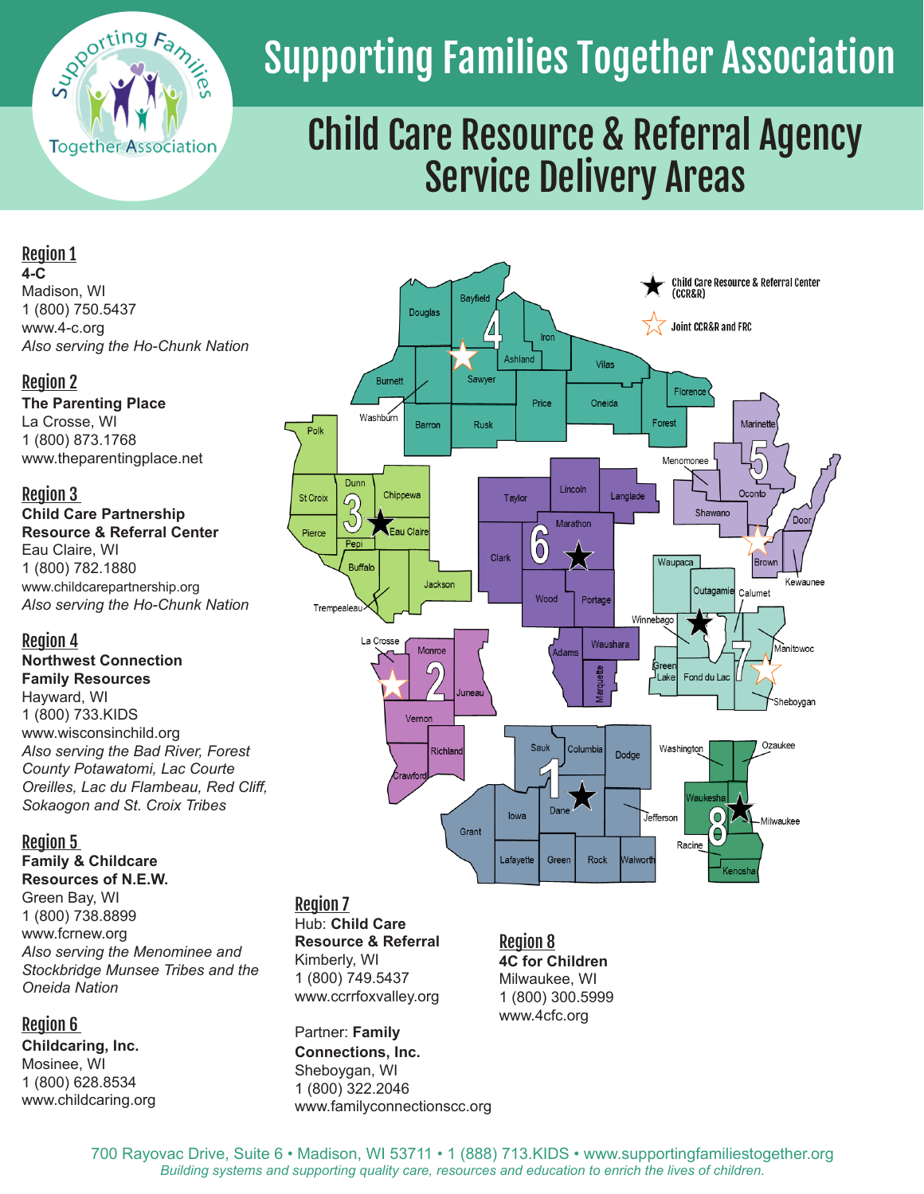# Supporting Families Together Association

## Child Care Resource & Referral Agency Service Delivery Areas

### Region 1
**4-C**
Madison, WI
1 (800) 750.5437
www.4-c.org
*Also serving the Ho-Chunk Nation*

### Region 2
**The Parenting Place**
La Crosse, WI
1 (800) 873.1768
www.theparentingplace.net

### Region 3
**Child Care Partnership Resource & Referral Center**
Eau Claire, WI
1 (800) 782.1880
www.childcarepartnership.org
*Also serving the Ho-Chunk Nation*

### Region 4
**Northwest Connection Family Resources**
Hayward, WI
1 (800) 733.KIDS
www.wisconsinchild.org
*Also serving the Bad River, Forest County Potawatomi, Lac Courte Oreilles, Lac du Flambeau, Red Cliff, Sokaogon and St. Croix Tribes*

### Region 5
**Family & Childcare Resources of N.E.W.**
Green Bay, WI
1 (800) 738.8899
www.fcrnew.org
*Also serving the Menominee and Stockbridge Munsee Tribes and the Oneida Nation*

### Region 6
**Childcaring, Inc.**
Mosinee, WI
1 (800) 628.8534
www.childcaring.org

### Region 7
Hub: **Child Care Resource & Referral**
Kimberly, WI
1 (800) 749.5437
www.ccrrfoxvalley.org

Partner: **Family Connections, Inc.**
Sheboygan, WI
1 (800) 322.2046
www.familyconnectionscc.org

### Region 8
**4C for Children**
Milwaukee, WI
1 (800) 300.5999
www.4cfc.org

★ Child Care Resource & Referral Center (CCR&R)
☆ Joint CCR&R and FRC

700 Rayovac Drive, Suite 6 • Madison, WI 53711 • 1 (888) 713.KIDS • www.supportingfamiliestogether.org
*Building systems and supporting quality care, resources and education to enrich the lives of children.*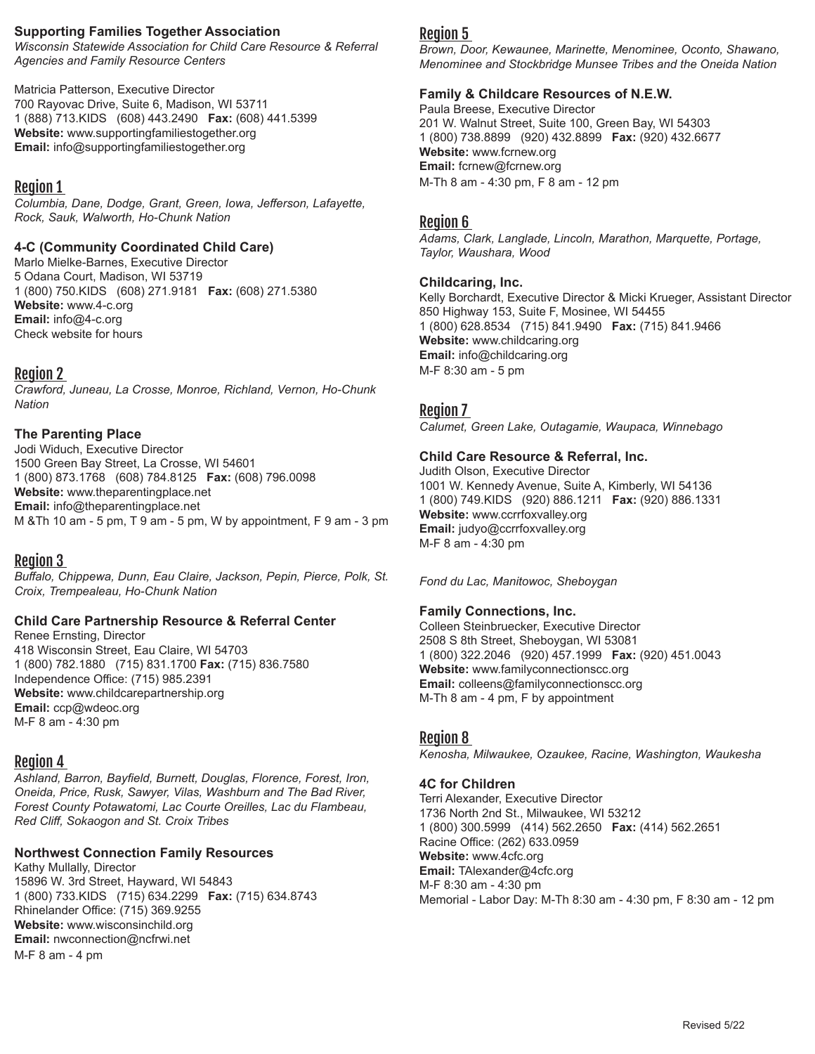**Supporting Families Together Association**
*Wisconsin Statewide Association for Child Care Resource & Referral Agencies and Family Resource Centers*

Matricia Patterson, Executive Director
700 Rayovac Drive, Suite 6, Madison, WI 53711
1 (888) 713.KIDS (608) 443.2490 **Fax:** (608) 441.5399
**Website:** www.supportingfamiliestogether.org
**Email:** info@supportingfamiliestogether.org

## Region 1

*Columbia, Dane, Dodge, Grant, Green, Iowa, Jefferson, Lafayette, Rock, Sauk, Walworth, Ho-Chunk Nation*

**4-C (Community Coordinated Child Care)**
Marlo Mielke-Barnes, Executive Director
5 Odana Court, Madison, WI 53719
1 (800) 750.KIDS (608) 271.9181 **Fax:** (608) 271.5380
**Website:** www.4-c.org
**Email:** info@4-c.org
Check website for hours

## Region 2

*Crawford, Juneau, La Crosse, Monroe, Richland, Vernon, Ho-Chunk Nation*

**The Parenting Place**
Jodi Widuch, Executive Director
1500 Green Bay Street, La Crosse, WI 54601
1 (800) 873.1768 (608) 784.8125 **Fax:** (608) 796.0098
**Website:** www.theparentingplace.net
**Email:** info@theparentingplace.net
M &Th 10 am - 5 pm, T 9 am - 5 pm, W by appointment, F 9 am - 3 pm

## Region 3

*Buffalo, Chippewa, Dunn, Eau Claire, Jackson, Pepin, Pierce, Polk, St. Croix, Trempealeau, Ho-Chunk Nation*

**Child Care Partnership Resource & Referral Center**
Renee Ernsting, Director
418 Wisconsin Street, Eau Claire, WI 54703
1 (800) 782.1880 (715) 831.1700 **Fax:** (715) 836.7580
Independence Office: (715) 985.2391
**Website:** www.childcarepartnership.org
**Email:** ccp@wdeoc.org
M-F 8 am - 4:30 pm

## Region 4

*Ashland, Barron, Bayfield, Burnett, Douglas, Florence, Forest, Iron, Oneida, Price, Rusk, Sawyer, Vilas, Washburn and The Bad River, Forest County Potawatomi, Lac Courte Oreilles, Lac du Flambeau, Red Cliff, Sokaogon and St. Croix Tribes*

**Northwest Connection Family Resources**
Kathy Mullally, Director
15896 W. 3rd Street, Hayward, WI 54843
1 (800) 733.KIDS (715) 634.2299 **Fax:** (715) 634.8743
Rhinelander Office: (715) 369.9255
**Website:** www.wisconsinchild.org
**Email:** nwconnection@ncfrwi.net
M-F 8 am - 4 pm

## Region 5

*Brown, Door, Kewaunee, Marinette, Menominee, Oconto, Shawano, Menominee and Stockbridge Munsee Tribes and the Oneida Nation*

**Family & Childcare Resources of N.E.W.**
Paula Breese, Executive Director
201 W. Walnut Street, Suite 100, Green Bay, WI 54303
1 (800) 738.8899 (920) 432.8899 **Fax:** (920) 432.6677
**Website:** www.fcrnew.org
**Email:** fcrnew@fcrnew.org
M-Th 8 am - 4:30 pm, F 8 am - 12 pm

## Region 6

*Adams, Clark, Langlade, Lincoln, Marathon, Marquette, Portage, Taylor, Waushara, Wood*

**Childcaring, Inc.**
Kelly Borchardt, Executive Director & Micki Krueger, Assistant Director
850 Highway 153, Suite F, Mosinee, WI 54455
1 (800) 628.8534 (715) 841.9490 **Fax:** (715) 841.9466
**Website:** www.childcaring.org
**Email:** info@childcaring.org
M-F 8:30 am - 5 pm

## Region 7

*Calumet, Green Lake, Outagamie, Waupaca, Winnebago*

**Child Care Resource & Referral, Inc.**
Judith Olson, Executive Director
1001 W. Kennedy Avenue, Suite A, Kimberly, WI 54136
1 (800) 749.KIDS (920) 886.1211 **Fax:** (920) 886.1331
**Website:** www.ccrrfoxvalley.org
**Email:** judyo@ccrrfoxvalley.org
M-F 8 am - 4:30 pm

*Fond du Lac, Manitowoc, Sheboygan*

**Family Connections, Inc.**
Colleen Steinbruecker, Executive Director
2508 S 8th Street, Sheboygan, WI 53081
1 (800) 322.2046 (920) 457.1999 **Fax:** (920) 451.0043
**Website:** www.familyconnectionscc.org
**Email:** colleens@familyconnectionscc.org
M-Th 8 am - 4 pm, F by appointment

## Region 8

*Kenosha, Milwaukee, Ozaukee, Racine, Washington, Waukesha*

**4C for Children**
Terri Alexander, Executive Director
1736 North 2nd St., Milwaukee, WI 53212
1 (800) 300.5999 (414) 562.2650 **Fax:** (414) 562.2651
Racine Office: (262) 633.0959
**Website:** www.4cfc.org
**Email:** TAlexander@4cfc.org
M-F 8:30 am - 4:30 pm
Memorial - Labor Day: M-Th 8:30 am - 4:30 pm, F 8:30 am - 12 pm

Revised 5/22